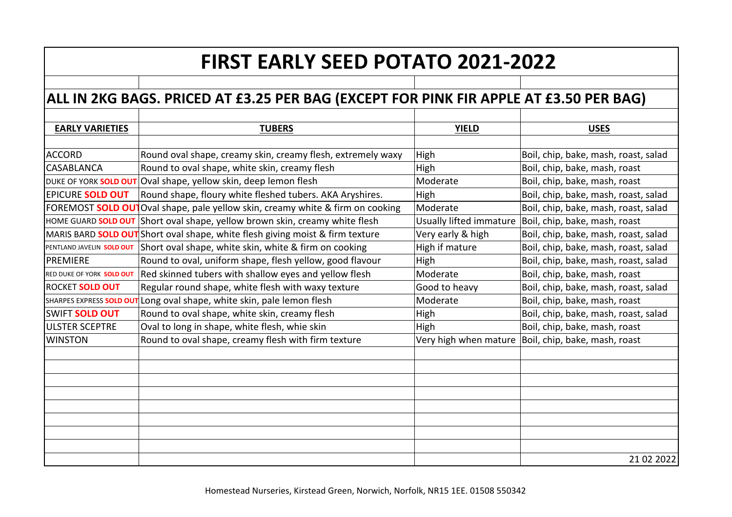# FIRST EARLY SEED POTATO 2021-2022

## ALL IN 2KG BAGS. PRICED AT £3.25 PER BAG (EXCEPT FOR PINK FIR APPLE AT £3.50 PER BAG)

| EARLY VARIETIES | TUBERS | YIELD | USES |
|---|---|---|---|
| ACCORD | Round oval shape, creamy skin, creamy flesh, extremely waxy | High | Boil, chip, bake, mash, roast, salad |
| CASABLANCA | Round to oval shape, white skin, creamy flesh | High | Boil, chip, bake, mash, roast |
| DUKE OF YORK **SOLD OUT** | Oval shape, yellow skin, deep lemon flesh | Moderate | Boil, chip, bake, mash, roast |
| EPICURE **SOLD OUT** | Round shape, floury white fleshed tubers. AKA Aryshires. | High | Boil, chip, bake, mash, roast, salad |
| FOREMOST **SOLD OUT** | Oval shape, pale yellow skin, creamy white & firm on cooking | Moderate | Boil, chip, bake, mash, roast, salad |
| HOME GUARD **SOLD OUT** | Short oval shape, yellow brown skin, creamy white flesh | Usually lifted immature | Boil, chip, bake, mash, roast |
| MARIS BARD **SOLD OUT** | Short oval shape, white flesh giving moist & firm texture | Very early & high | Boil, chip, bake, mash, roast, salad |
| PENTLAND JAVELIN **SOLD OUT** | Short oval shape, white skin, white & firm on cooking | High if mature | Boil, chip, bake, mash, roast, salad |
| PREMIERE | Round to oval, uniform shape, flesh yellow, good flavour | High | Boil, chip, bake, mash, roast, salad |
| RED DUKE OF YORK **SOLD OUT** | Red skinned tubers with shallow eyes and yellow flesh | Moderate | Boil, chip, bake, mash, roast |
| ROCKET **SOLD OUT** | Regular round shape, white flesh with waxy texture | Good to heavy | Boil, chip, bake, mash, roast, salad |
| SHARPES EXPRESS **SOLD OUT** | Long oval shape, white skin, pale lemon flesh | Moderate | Boil, chip, bake, mash, roast |
| SWIFT **SOLD OUT** | Round to oval shape, white skin, creamy flesh | High | Boil, chip, bake, mash, roast, salad |
| ULSTER SCEPTRE | Oval to long in shape, white flesh, whie skin | High | Boil, chip, bake, mash, roast |
| WINSTON | Round to oval shape, creamy flesh with firm texture | Very high when mature | Boil, chip, bake, mash, roast |
| | | | 21 02 2022 |

Homestead Nurseries, Kirstead Green, Norwich, Norfolk, NR15 1EE. 01508 550342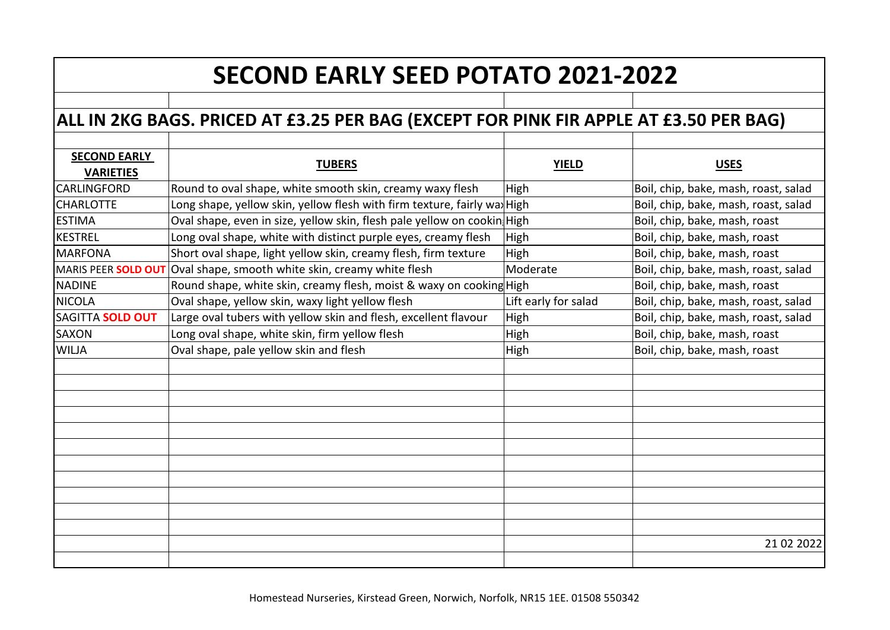# SECOND EARLY SEED POTATO 2021-2022

## ALL IN 2KG BAGS. PRICED AT £3.25 PER BAG (EXCEPT FOR PINK FIR APPLE AT £3.50 PER BAG)

| SECOND EARLY VARIETIES | TUBERS | YIELD | USES |
|---|---|---|---|
| CARLINGFORD | Round to oval shape, white smooth skin, creamy waxy flesh | High | Boil, chip, bake, mash, roast, salad |
| CHARLOTTE | Long shape, yellow skin, yellow flesh with firm texture, fairly wa | High | Boil, chip, bake, mash, roast, salad |
| ESTIMA | Oval shape, even in size, yellow skin, flesh pale yellow on cookin | High | Boil, chip, bake, mash, roast |
| KESTREL | Long oval shape, white with distinct purple eyes, creamy flesh | High | Boil, chip, bake, mash, roast |
| MARFONA | Short oval shape, light yellow skin, creamy flesh, firm texture | High | Boil, chip, bake, mash, roast |
| MARIS PEER **SOLD OUT** | Oval shape, smooth white skin, creamy white flesh | Moderate | Boil, chip, bake, mash, roast, salad |
| NADINE | Round shape, white skin, creamy flesh, moist & waxy on cooking | High | Boil, chip, bake, mash, roast |
| NICOLA | Oval shape, yellow skin, waxy light yellow flesh | Lift early for salad | Boil, chip, bake, mash, roast, salad |
| SAGITTA **SOLD OUT** | Large oval tubers with yellow skin and flesh, excellent flavour | High | Boil, chip, bake, mash, roast, salad |
| SAXON | Long oval shape, white skin, firm yellow flesh | High | Boil, chip, bake, mash, roast |
| WILJA | Oval shape, pale yellow skin and flesh | High | Boil, chip, bake, mash, roast |
| | | | 21 02 2022 |

Homestead Nurseries, Kirstead Green, Norwich, Norfolk, NR15 1EE. 01508 550342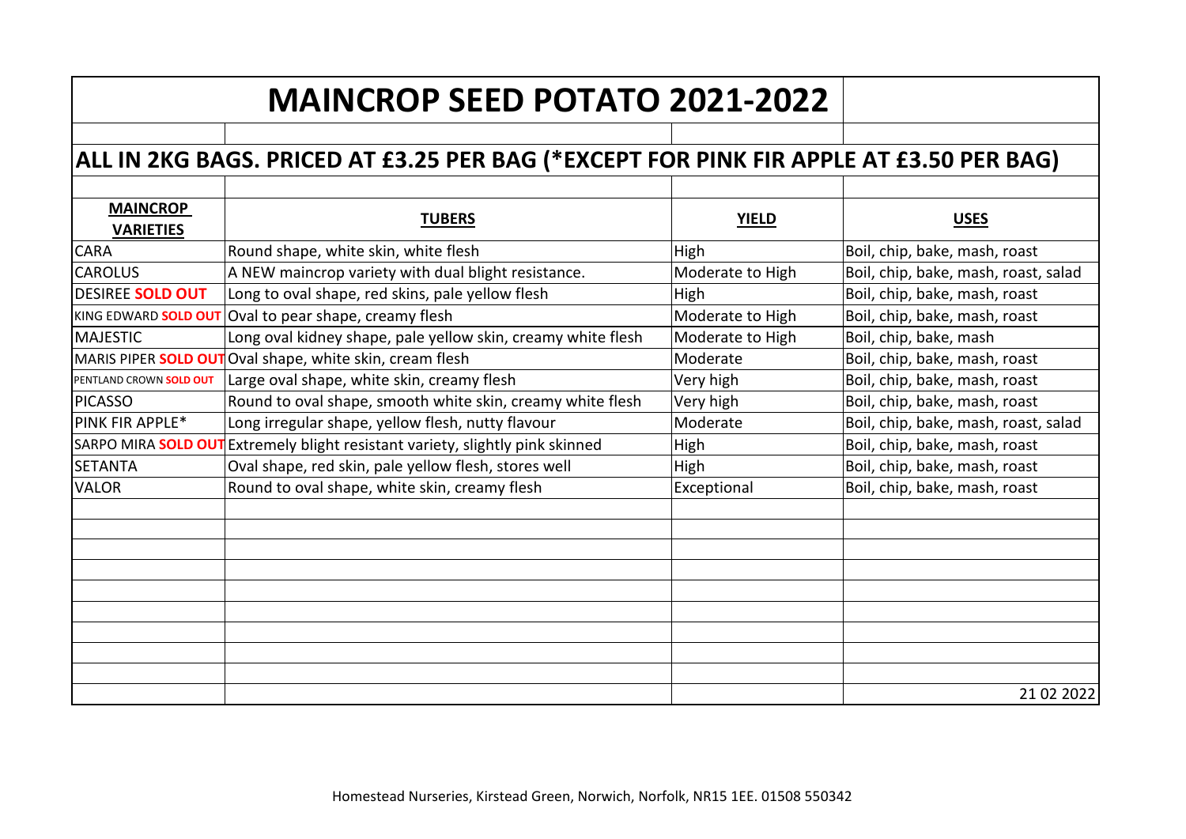# MAINCROP SEED POTATO 2021-2022

## ALL IN 2KG BAGS. PRICED AT £3.25 PER BAG (*EXCEPT FOR PINK FIR APPLE AT £3.50 PER BAG)

| MAINCROP VARIETIES | TUBERS | YIELD | USES |
|---|---|---|---|
| CARA | Round shape, white skin, white flesh | High | Boil, chip, bake, mash, roast |
| CAROLUS | A NEW maincrop variety with dual blight resistance. | Moderate to High | Boil, chip, bake, mash, roast, salad |
| DESIREE **SOLD OUT** | Long to oval shape, red skins, pale yellow flesh | High | Boil, chip, bake, mash, roast |
| KING EDWARD **SOLD OUT** | Oval to pear shape, creamy flesh | Moderate to High | Boil, chip, bake, mash, roast |
| MAJESTIC | Long oval kidney shape, pale yellow skin, creamy white flesh | Moderate to High | Boil, chip, bake, mash |
| MARIS PIPER **SOLD OUT** | Oval shape, white skin, cream flesh | Moderate | Boil, chip, bake, mash, roast |
| PENTLAND CROWN **SOLD OUT** | Large oval shape, white skin, creamy flesh | Very high | Boil, chip, bake, mash, roast |
| PICASSO | Round to oval shape, smooth white skin, creamy white flesh | Very high | Boil, chip, bake, mash, roast |
| PINK FIR APPLE* | Long irregular shape, yellow flesh, nutty flavour | Moderate | Boil, chip, bake, mash, roast, salad |
| SARPO MIRA **SOLD OUT** | Extremely blight resistant variety, slightly pink skinned | High | Boil, chip, bake, mash, roast |
| SETANTA | Oval shape, red skin, pale yellow flesh, stores well | High | Boil, chip, bake, mash, roast |
| VALOR | Round to oval shape, white skin, creamy flesh | Exceptional | Boil, chip, bake, mash, roast |
| | | | 21 02 2022 |

Homestead Nurseries, Kirstead Green, Norwich, Norfolk, NR15 1EE. 01508 550342